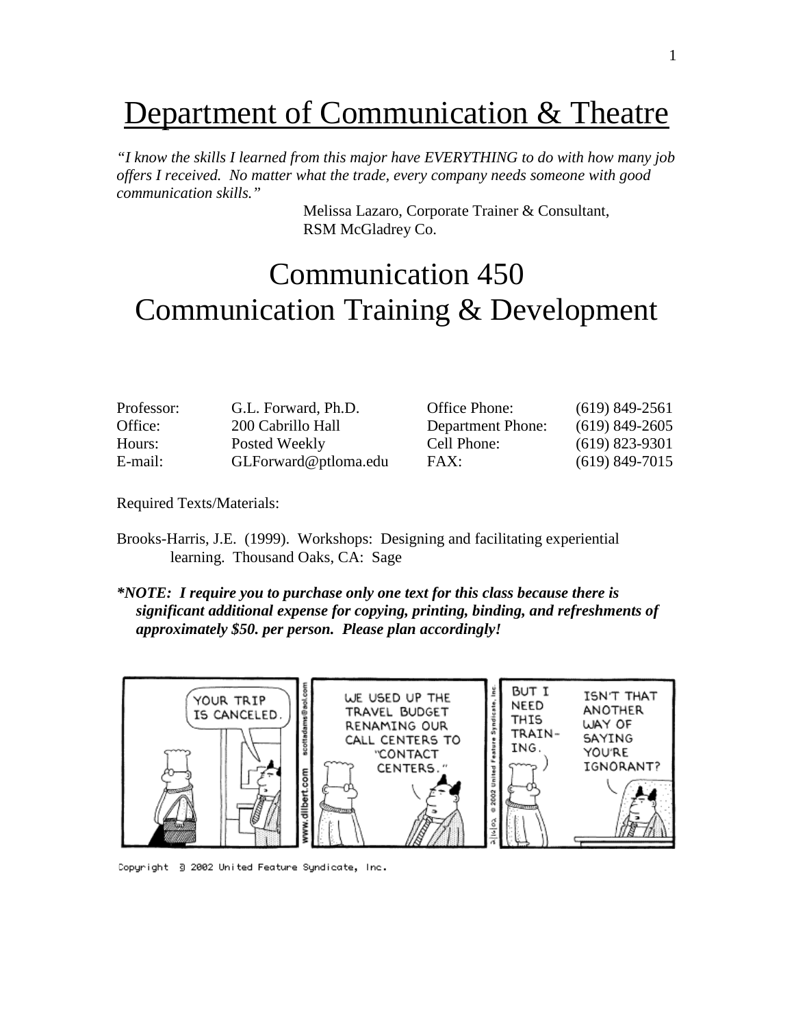# Department of Communication & Theatre

*"I know the skills I learned from this major have EVERYTHING to do with how many job offers I received. No matter what the trade, every company needs someone with good communication skills."*

Melissa Lazaro, Corporate Trainer & Consultant,
RSM McGladrey Co.

# Communication 450
# Communication Training & Development

| | | | |
|---|---|---|---|
| Professor: | G.L. Forward, Ph.D. | Office Phone: | (619) 849-2561 |
| Office: | 200 Cabrillo Hall | Department Phone: | (619) 849-2605 |
| Hours: | Posted Weekly | Cell Phone: | (619) 823-9301 |
| E-mail: | GLForward@ptloma.edu | FAX: | (619) 849-7015 |

Required Texts/Materials:

Brooks-Harris, J.E. (1999). Workshops: Designing and facilitating experiential learning. Thousand Oaks, CA: Sage

***NOTE: I require you to purchase only one text for this class because there is significant additional expense for copying, printing, binding, and refreshments of approximately $50. per person. Please plan accordingly!***

Copyright © 2002 United Feature Syndicate, Inc.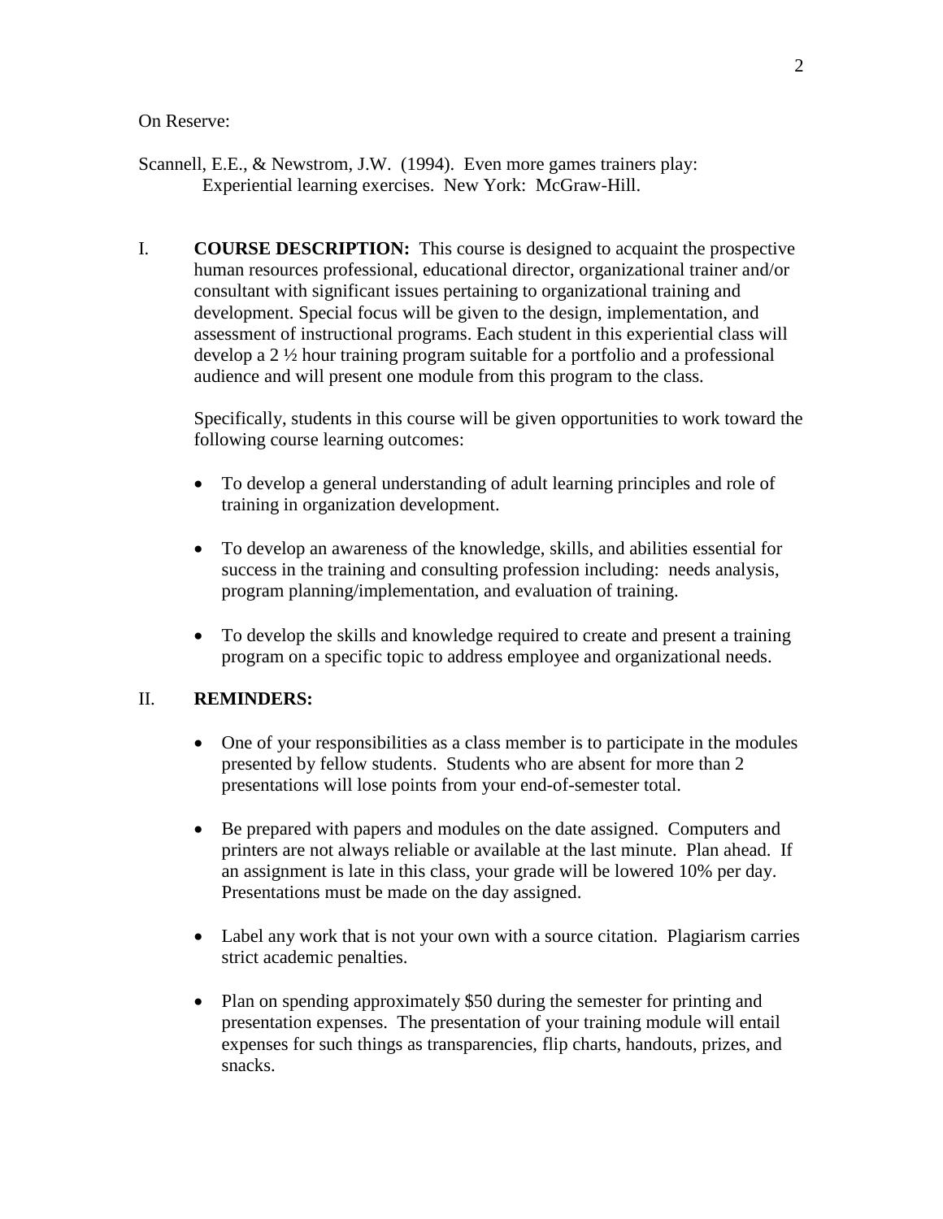On Reserve:

Scannell, E.E., & Newstrom, J.W. (1994). Even more games trainers play: Experiential learning exercises. New York: McGraw-Hill.

## I. COURSE DESCRIPTION:

**COURSE DESCRIPTION:** This course is designed to acquaint the prospective human resources professional, educational director, organizational trainer and/or consultant with significant issues pertaining to organizational training and development. Special focus will be given to the design, implementation, and assessment of instructional programs. Each student in this experiential class will develop a 2 ½ hour training program suitable for a portfolio and a professional audience and will present one module from this program to the class.

Specifically, students in this course will be given opportunities to work toward the following course learning outcomes:

- To develop a general understanding of adult learning principles and role of training in organization development.
- To develop an awareness of the knowledge, skills, and abilities essential for success in the training and consulting profession including: needs analysis, program planning/implementation, and evaluation of training.
- To develop the skills and knowledge required to create and present a training program on a specific topic to address employee and organizational needs.

## II. REMINDERS:

- One of your responsibilities as a class member is to participate in the modules presented by fellow students. Students who are absent for more than 2 presentations will lose points from your end-of-semester total.
- Be prepared with papers and modules on the date assigned. Computers and printers are not always reliable or available at the last minute. Plan ahead. If an assignment is late in this class, your grade will be lowered 10% per day. Presentations must be made on the day assigned.
- Label any work that is not your own with a source citation. Plagiarism carries strict academic penalties.
- Plan on spending approximately $50 during the semester for printing and presentation expenses. The presentation of your training module will entail expenses for such things as transparencies, flip charts, handouts, prizes, and snacks.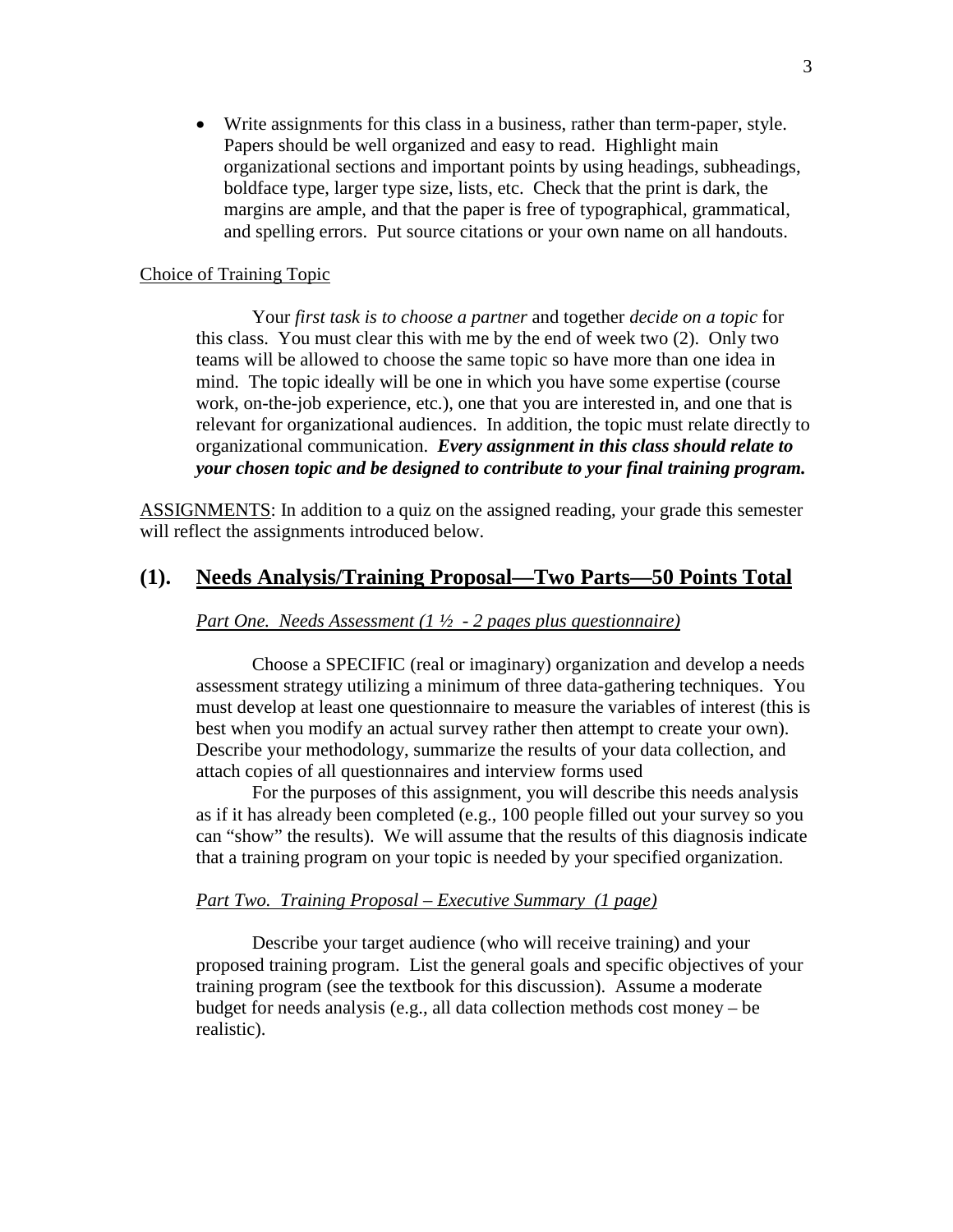- Write assignments for this class in a business, rather than term-paper, style. Papers should be well organized and easy to read. Highlight main organizational sections and important points by using headings, subheadings, boldface type, larger type size, lists, etc. Check that the print is dark, the margins are ample, and that the paper is free of typographical, grammatical, and spelling errors. Put source citations or your own name on all handouts.

<u>Choice of Training Topic</u>

Your *first task is to choose a partner* and together *decide on a topic* for this class. You must clear this with me by the end of week two (2). Only two teams will be allowed to choose the same topic so have more than one idea in mind. The topic ideally will be one in which you have some expertise (course work, on-the-job experience, etc.), one that you are interested in, and one that is relevant for organizational audiences. In addition, the topic must relate directly to organizational communication. ***Every assignment in this class should relate to your chosen topic and be designed to contribute to your final training program.***

<u>ASSIGNMENTS</u>: In addition to a quiz on the assigned reading, your grade this semester will reflect the assignments introduced below.

## (1). <u>Needs Analysis/Training Proposal—Two Parts—50 Points Total</u>

*<u>Part One. Needs Assessment (1 ½ - 2 pages plus questionnaire)</u>*

Choose a SPECIFIC (real or imaginary) organization and develop a needs assessment strategy utilizing a minimum of three data-gathering techniques. You must develop at least one questionnaire to measure the variables of interest (this is best when you modify an actual survey rather then attempt to create your own). Describe your methodology, summarize the results of your data collection, and attach copies of all questionnaires and interview forms used

For the purposes of this assignment, you will describe this needs analysis as if it has already been completed (e.g., 100 people filled out your survey so you can "show" the results). We will assume that the results of this diagnosis indicate that a training program on your topic is needed by your specified organization.

*<u>Part Two. Training Proposal – Executive Summary (1 page)</u>*

Describe your target audience (who will receive training) and your proposed training program. List the general goals and specific objectives of your training program (see the textbook for this discussion). Assume a moderate budget for needs analysis (e.g., all data collection methods cost money – be realistic).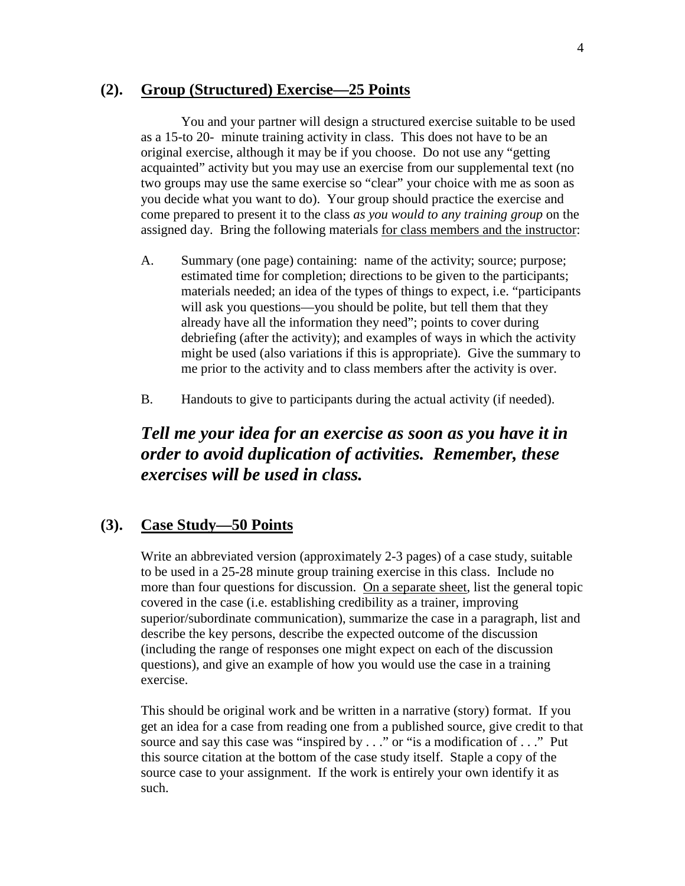## (2). <u>Group (Structured) Exercise—25 Points</u>

You and your partner will design a structured exercise suitable to be used as a 15-to 20- minute training activity in class. This does not have to be an original exercise, although it may be if you choose. Do not use any "getting acquainted" activity but you may use an exercise from our supplemental text (no two groups may use the same exercise so "clear" your choice with me as soon as you decide what you want to do). Your group should practice the exercise and come prepared to present it to the class *as you would to any training group* on the assigned day. Bring the following materials <u>for class members and the instructor</u>:

A. Summary (one page) containing: name of the activity; source; purpose; estimated time for completion; directions to be given to the participants; materials needed; an idea of the types of things to expect, i.e. "participants will ask you questions—you should be polite, but tell them that they already have all the information they need"; points to cover during debriefing (after the activity); and examples of ways in which the activity might be used (also variations if this is appropriate). Give the summary to me prior to the activity and to class members after the activity is over.

B. Handouts to give to participants during the actual activity (if needed).

***Tell me your idea for an exercise as soon as you have it in order to avoid duplication of activities. Remember, these exercises will be used in class.***

## (3). <u>Case Study—50 Points</u>

Write an abbreviated version (approximately 2-3 pages) of a case study, suitable to be used in a 25-28 minute group training exercise in this class. Include no more than four questions for discussion. <u>On a separate sheet</u>, list the general topic covered in the case (i.e. establishing credibility as a trainer, improving superior/subordinate communication), summarize the case in a paragraph, list and describe the key persons, describe the expected outcome of the discussion (including the range of responses one might expect on each of the discussion questions), and give an example of how you would use the case in a training exercise.

This should be original work and be written in a narrative (story) format. If you get an idea for a case from reading one from a published source, give credit to that source and say this case was "inspired by . . ." or "is a modification of . . ." Put this source citation at the bottom of the case study itself. Staple a copy of the source case to your assignment. If the work is entirely your own identify it as such.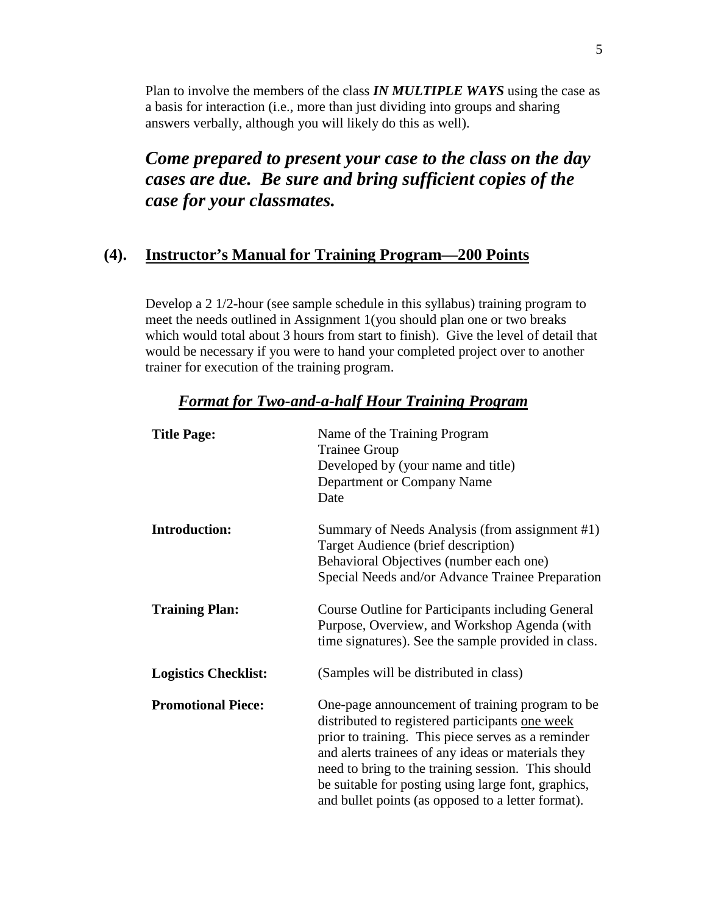Plan to involve the members of the class ***IN MULTIPLE WAYS*** using the case as a basis for interaction (i.e., more than just dividing into groups and sharing answers verbally, although you will likely do this as well).

***Come prepared to present your case to the class on the day cases are due. Be sure and bring sufficient copies of the case for your classmates.***

## (4). Instructor's Manual for Training Program—200 Points

Develop a 2 1/2-hour (see sample schedule in this syllabus) training program to meet the needs outlined in Assignment 1(you should plan one or two breaks which would total about 3 hours from start to finish). Give the level of detail that would be necessary if you were to hand your completed project over to another trainer for execution of the training program.

### *Format for Two-and-a-half Hour Training Program*

| | |
|---|---|
| **Title Page:** | Name of the Training Program<br>Trainee Group<br>Developed by (your name and title)<br>Department or Company Name<br>Date |
| **Introduction:** | Summary of Needs Analysis (from assignment #1)<br>Target Audience (brief description)<br>Behavioral Objectives (number each one)<br>Special Needs and/or Advance Trainee Preparation |
| **Training Plan:** | Course Outline for Participants including General Purpose, Overview, and Workshop Agenda (with time signatures). See the sample provided in class. |
| **Logistics Checklist:** | (Samples will be distributed in class) |
| **Promotional Piece:** | One-page announcement of training program to be distributed to registered participants <u>one week</u> prior to training. This piece serves as a reminder and alerts trainees of any ideas or materials they need to bring to the training session. This should be suitable for posting using large font, graphics, and bullet points (as opposed to a letter format). |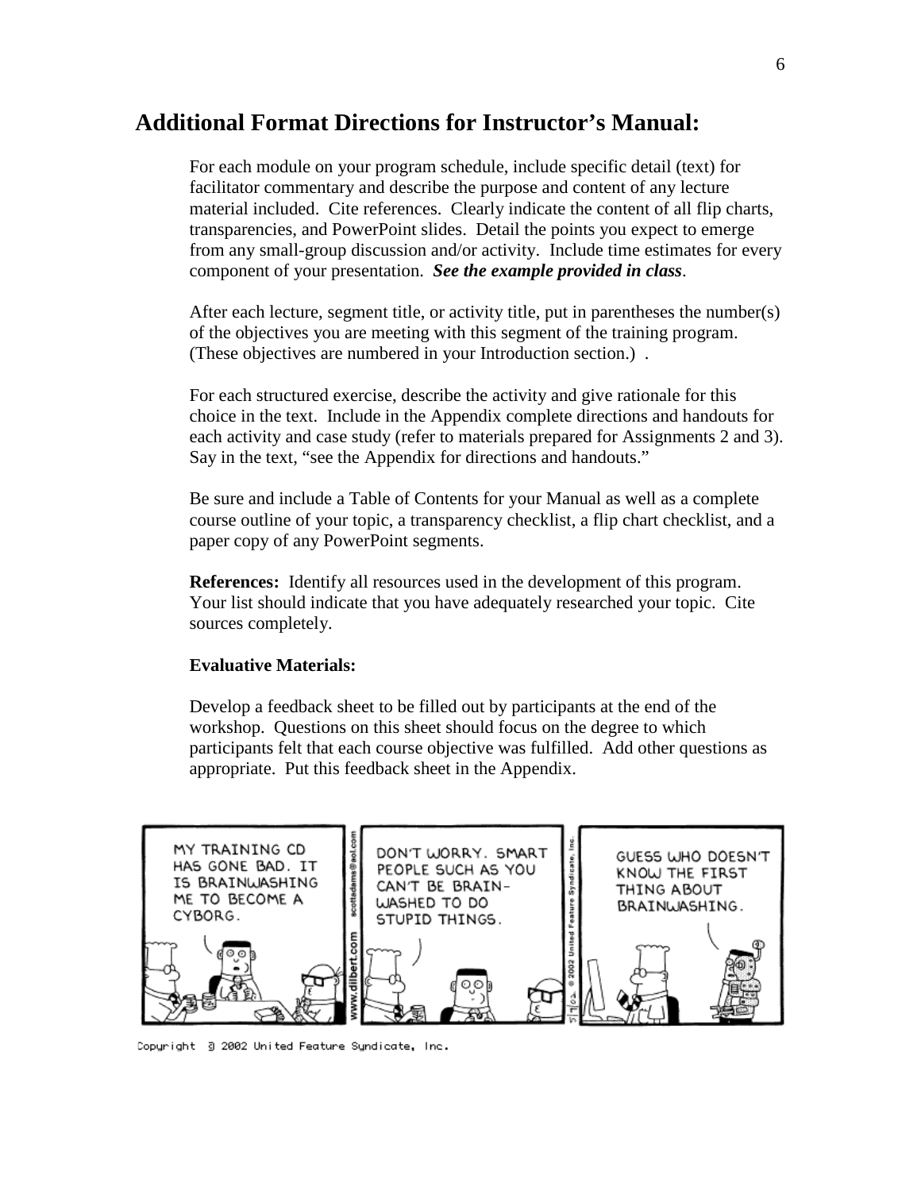## Additional Format Directions for Instructor's Manual:

For each module on your program schedule, include specific detail (text) for facilitator commentary and describe the purpose and content of any lecture material included. Cite references. Clearly indicate the content of all flip charts, transparencies, and PowerPoint slides. Detail the points you expect to emerge from any small-group discussion and/or activity. Include time estimates for every component of your presentation. ***See the example provided in class***.

After each lecture, segment title, or activity title, put in parentheses the number(s) of the objectives you are meeting with this segment of the training program. (These objectives are numbered in your Introduction section.) .

For each structured exercise, describe the activity and give rationale for this choice in the text. Include in the Appendix complete directions and handouts for each activity and case study (refer to materials prepared for Assignments 2 and 3). Say in the text, "see the Appendix for directions and handouts."

Be sure and include a Table of Contents for your Manual as well as a complete course outline of your topic, a transparency checklist, a flip chart checklist, and a paper copy of any PowerPoint segments.

**References:** Identify all resources used in the development of this program. Your list should indicate that you have adequately researched your topic. Cite sources completely.

**Evaluative Materials:**

Develop a feedback sheet to be filled out by participants at the end of the workshop. Questions on this sheet should focus on the degree to which participants felt that each course objective was fulfilled. Add other questions as appropriate. Put this feedback sheet in the Appendix.

Copyright © 2002 United Feature Syndicate, Inc.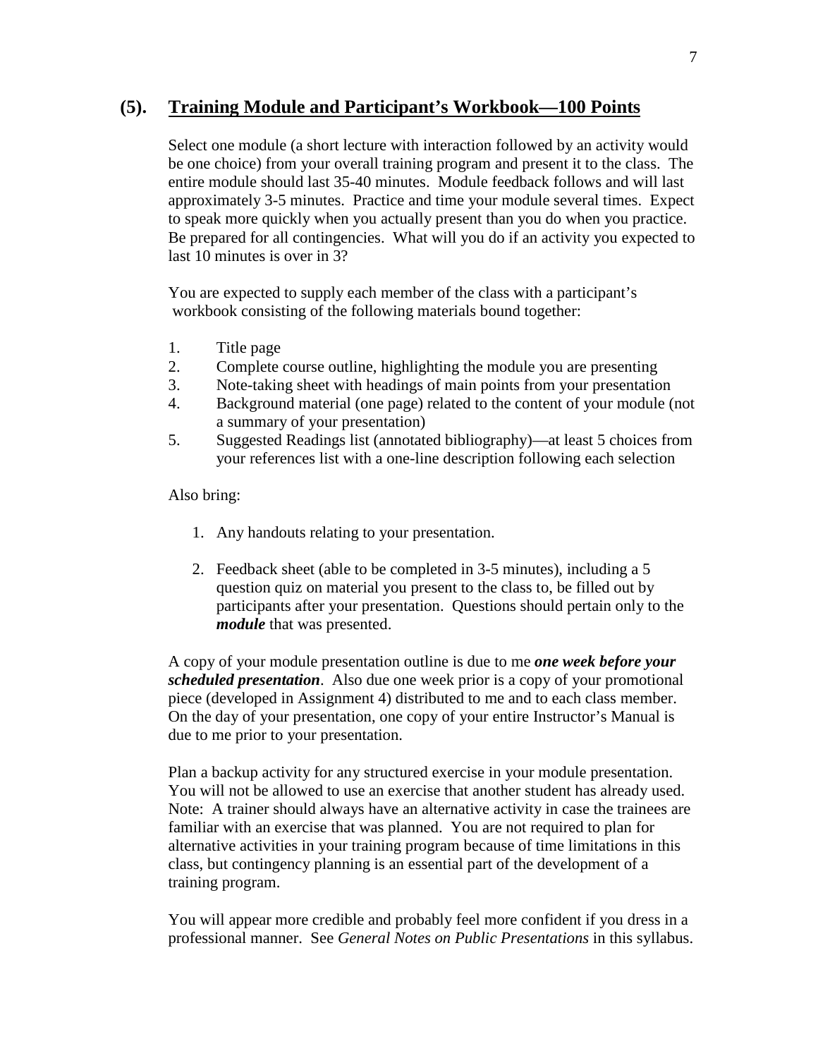## (5). Training Module and Participant's Workbook—100 Points

Select one module (a short lecture with interaction followed by an activity would be one choice) from your overall training program and present it to the class. The entire module should last 35-40 minutes. Module feedback follows and will last approximately 3-5 minutes. Practice and time your module several times. Expect to speak more quickly when you actually present than you do when you practice. Be prepared for all contingencies. What will you do if an activity you expected to last 10 minutes is over in 3?

You are expected to supply each member of the class with a participant's workbook consisting of the following materials bound together:

1. Title page
2. Complete course outline, highlighting the module you are presenting
3. Note-taking sheet with headings of main points from your presentation
4. Background material (one page) related to the content of your module (not a summary of your presentation)
5. Suggested Readings list (annotated bibliography)—at least 5 choices from your references list with a one-line description following each selection

Also bring:

1. Any handouts relating to your presentation.
2. Feedback sheet (able to be completed in 3-5 minutes), including a 5 question quiz on material you present to the class to, be filled out by participants after your presentation. Questions should pertain only to the ***module*** that was presented.

A copy of your module presentation outline is due to me ***one week before your scheduled presentation***. Also due one week prior is a copy of your promotional piece (developed in Assignment 4) distributed to me and to each class member. On the day of your presentation, one copy of your entire Instructor's Manual is due to me prior to your presentation.

Plan a backup activity for any structured exercise in your module presentation. You will not be allowed to use an exercise that another student has already used. Note: A trainer should always have an alternative activity in case the trainees are familiar with an exercise that was planned. You are not required to plan for alternative activities in your training program because of time limitations in this class, but contingency planning is an essential part of the development of a training program.

You will appear more credible and probably feel more confident if you dress in a professional manner. See *General Notes on Public Presentations* in this syllabus.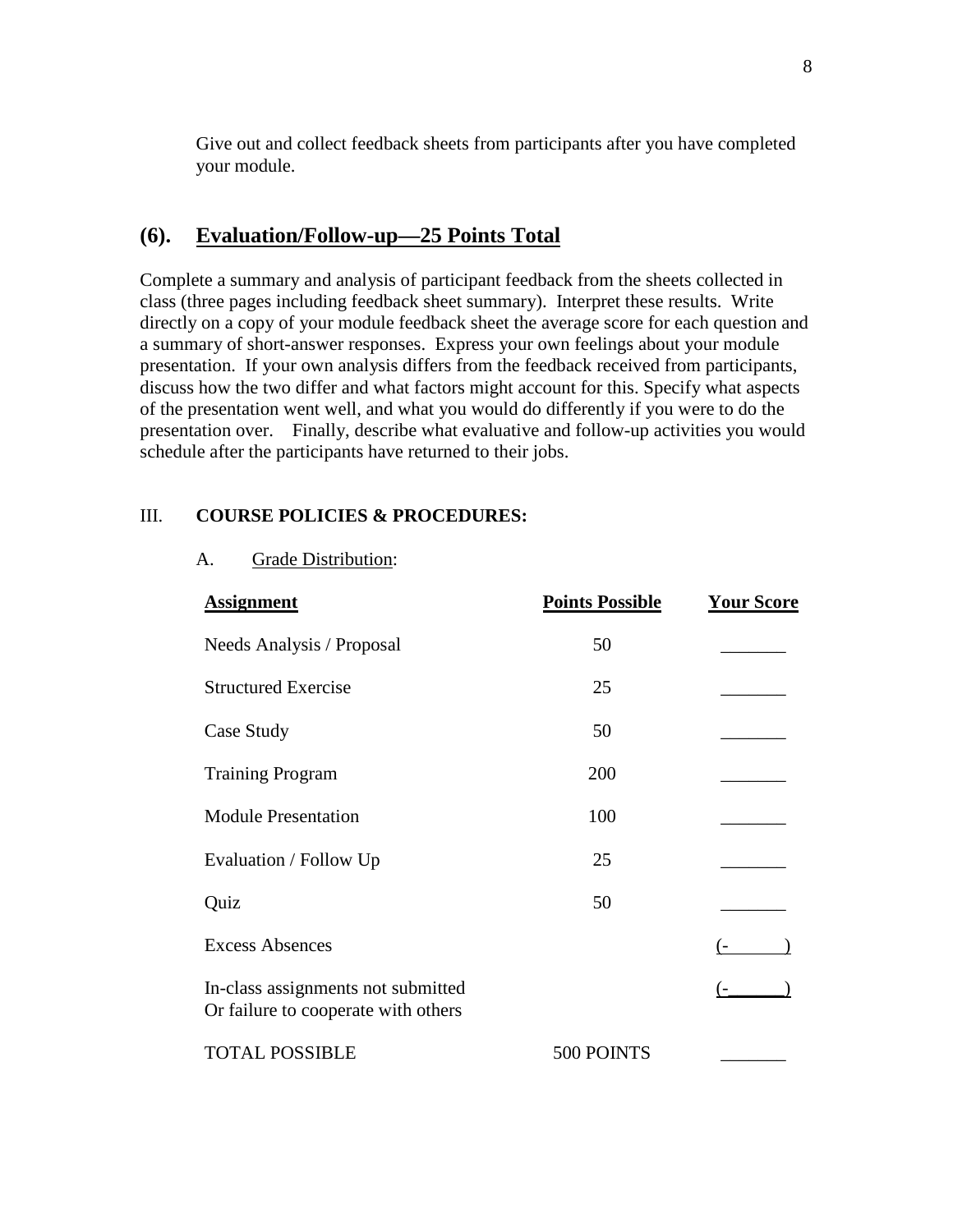Give out and collect feedback sheets from participants after you have completed your module.

## (6). Evaluation/Follow-up—25 Points Total

Complete a summary and analysis of participant feedback from the sheets collected in class (three pages including feedback sheet summary). Interpret these results. Write directly on a copy of your module feedback sheet the average score for each question and a summary of short-answer responses. Express your own feelings about your module presentation. If your own analysis differs from the feedback received from participants, discuss how the two differ and what factors might account for this. Specify what aspects of the presentation went well, and what you would do differently if you were to do the presentation over. Finally, describe what evaluative and follow-up activities you would schedule after the participants have returned to their jobs.

## III. COURSE POLICIES & PROCEDURES:

A. Grade Distribution:

| Assignment | Points Possible | Your Score |
|---|---|---|
| Needs Analysis / Proposal | 50 | _______ |
| Structured Exercise | 25 | _______ |
| Case Study | 50 | _______ |
| Training Program | 200 | _______ |
| Module Presentation | 100 | _______ |
| Evaluation / Follow Up | 25 | _______ |
| Quiz | 50 | _______ |
| Excess Absences | | (- ) |
| In-class assignments not submitted Or failure to cooperate with others | | (- ) |
| TOTAL POSSIBLE | 500 POINTS | _______ |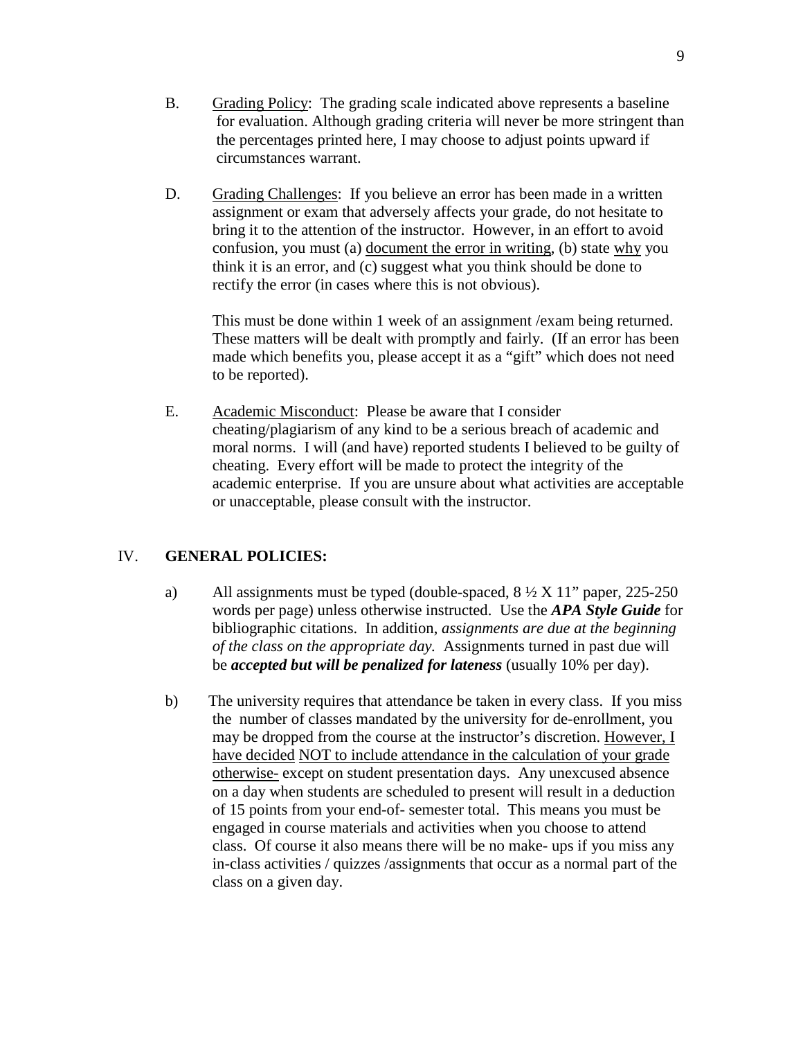B. Grading Policy: The grading scale indicated above represents a baseline for evaluation. Although grading criteria will never be more stringent than the percentages printed here, I may choose to adjust points upward if circumstances warrant.

D. Grading Challenges: If you believe an error has been made in a written assignment or exam that adversely affects your grade, do not hesitate to bring it to the attention of the instructor. However, in an effort to avoid confusion, you must (a) document the error in writing, (b) state why you think it is an error, and (c) suggest what you think should be done to rectify the error (in cases where this is not obvious).

This must be done within 1 week of an assignment /exam being returned. These matters will be dealt with promptly and fairly. (If an error has been made which benefits you, please accept it as a "gift" which does not need to be reported).

E. Academic Misconduct: Please be aware that I consider cheating/plagiarism of any kind to be a serious breach of academic and moral norms. I will (and have) reported students I believed to be guilty of cheating. Every effort will be made to protect the integrity of the academic enterprise. If you are unsure about what activities are acceptable or unacceptable, please consult with the instructor.

## IV. GENERAL POLICIES:

a) All assignments must be typed (double-spaced, 8 ½ X 11" paper, 225-250 words per page) unless otherwise instructed. Use the ***APA Style Guide*** for bibliographic citations. In addition, *assignments are due at the beginning of the class on the appropriate day.* Assignments turned in past due will be ***accepted but will be penalized for lateness*** (usually 10% per day).

b) The university requires that attendance be taken in every class. If you miss the number of classes mandated by the university for de-enrollment, you may be dropped from the course at the instructor's discretion. However, I have decided NOT to include attendance in the calculation of your grade otherwise- except on student presentation days. Any unexcused absence on a day when students are scheduled to present will result in a deduction of 15 points from your end-of- semester total. This means you must be engaged in course materials and activities when you choose to attend class. Of course it also means there will be no make- ups if you miss any in-class activities / quizzes /assignments that occur as a normal part of the class on a given day.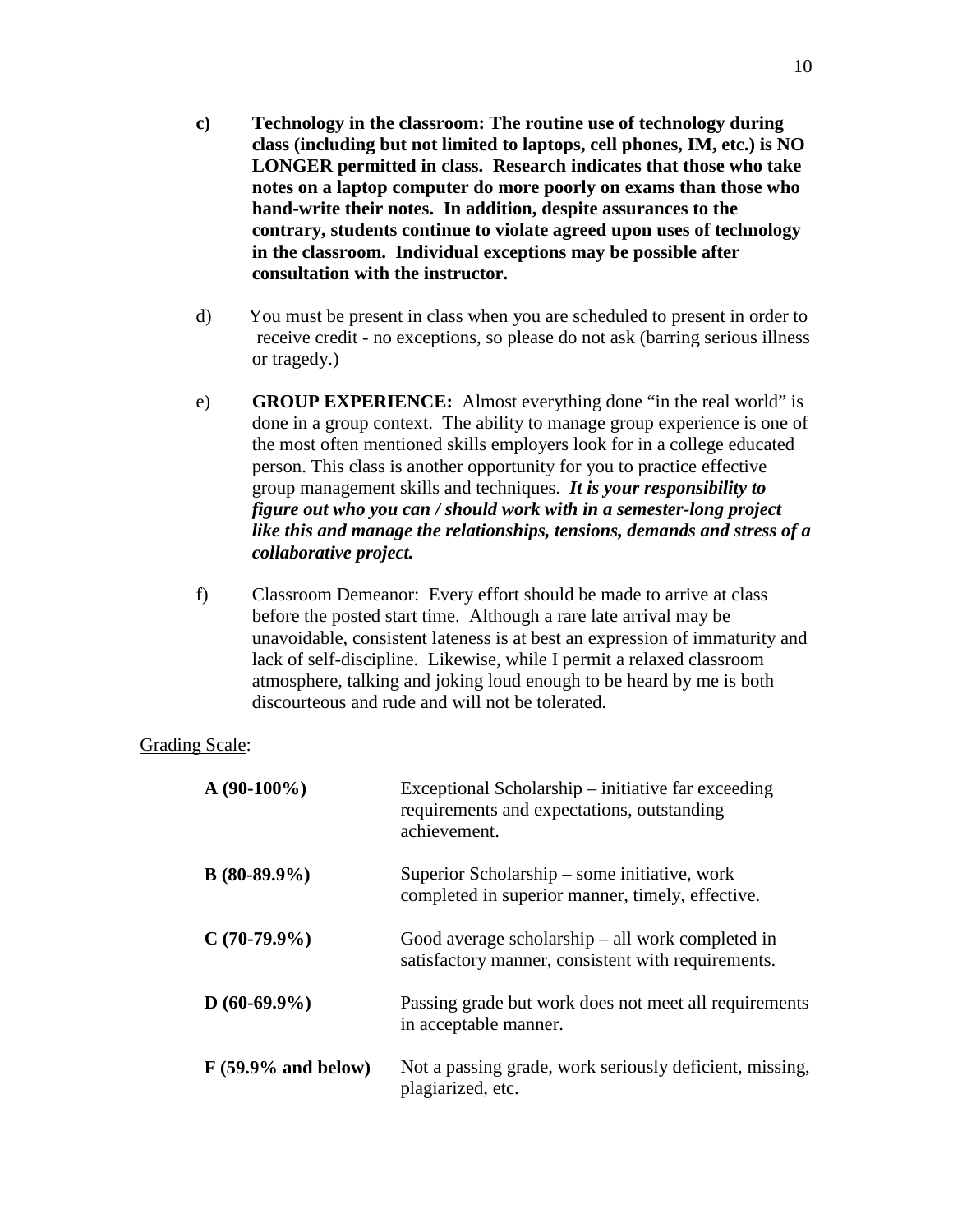c) **Technology in the classroom: The routine use of technology during class (including but not limited to laptops, cell phones, IM, etc.) is NO LONGER permitted in class. Research indicates that those who take notes on a laptop computer do more poorly on exams than those who hand-write their notes. In addition, despite assurances to the contrary, students continue to violate agreed upon uses of technology in the classroom. Individual exceptions may be possible after consultation with the instructor.**

d) You must be present in class when you are scheduled to present in order to receive credit - no exceptions, so please do not ask (barring serious illness or tragedy.)

e) **GROUP EXPERIENCE:** Almost everything done "in the real world" is done in a group context. The ability to manage group experience is one of the most often mentioned skills employers look for in a college educated person. This class is another opportunity for you to practice effective group management skills and techniques. ***It is your responsibility to figure out who you can / should work with in a semester-long project like this and manage the relationships, tensions, demands and stress of a collaborative project.***

f) Classroom Demeanor: Every effort should be made to arrive at class before the posted start time. Although a rare late arrival may be unavoidable, consistent lateness is at best an expression of immaturity and lack of self-discipline. Likewise, while I permit a relaxed classroom atmosphere, talking and joking loud enough to be heard by me is both discourteous and rude and will not be tolerated.

Grading Scale:

| Grade | Description |
|---|---|
| **A (90-100%)** | Exceptional Scholarship – initiative far exceeding requirements and expectations, outstanding achievement. |
| **B (80-89.9%)** | Superior Scholarship – some initiative, work completed in superior manner, timely, effective. |
| **C (70-79.9%)** | Good average scholarship – all work completed in satisfactory manner, consistent with requirements. |
| **D (60-69.9%)** | Passing grade but work does not meet all requirements in acceptable manner. |
| **F (59.9% and below)** | Not a passing grade, work seriously deficient, missing, plagiarized, etc. |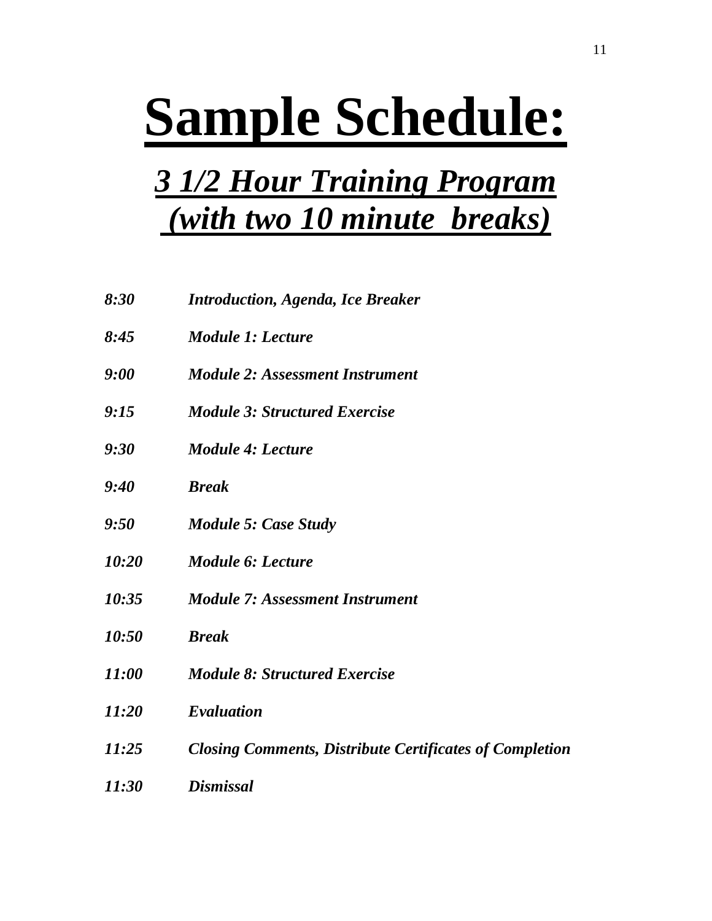# Sample Schedule:

## *3 1/2 Hour Training Program (with two 10 minute breaks)*

| | |
|---|---|
| ***8:30*** | ***Introduction, Agenda, Ice Breaker*** |
| ***8:45*** | ***Module 1: Lecture*** |
| ***9:00*** | ***Module 2: Assessment Instrument*** |
| ***9:15*** | ***Module 3: Structured Exercise*** |
| ***9:30*** | ***Module 4: Lecture*** |
| ***9:40*** | ***Break*** |
| ***9:50*** | ***Module 5: Case Study*** |
| ***10:20*** | ***Module 6: Lecture*** |
| ***10:35*** | ***Module 7: Assessment Instrument*** |
| ***10:50*** | ***Break*** |
| ***11:00*** | ***Module 8: Structured Exercise*** |
| ***11:20*** | ***Evaluation*** |
| ***11:25*** | ***Closing Comments, Distribute Certificates of Completion*** |
| ***11:30*** | ***Dismissal*** |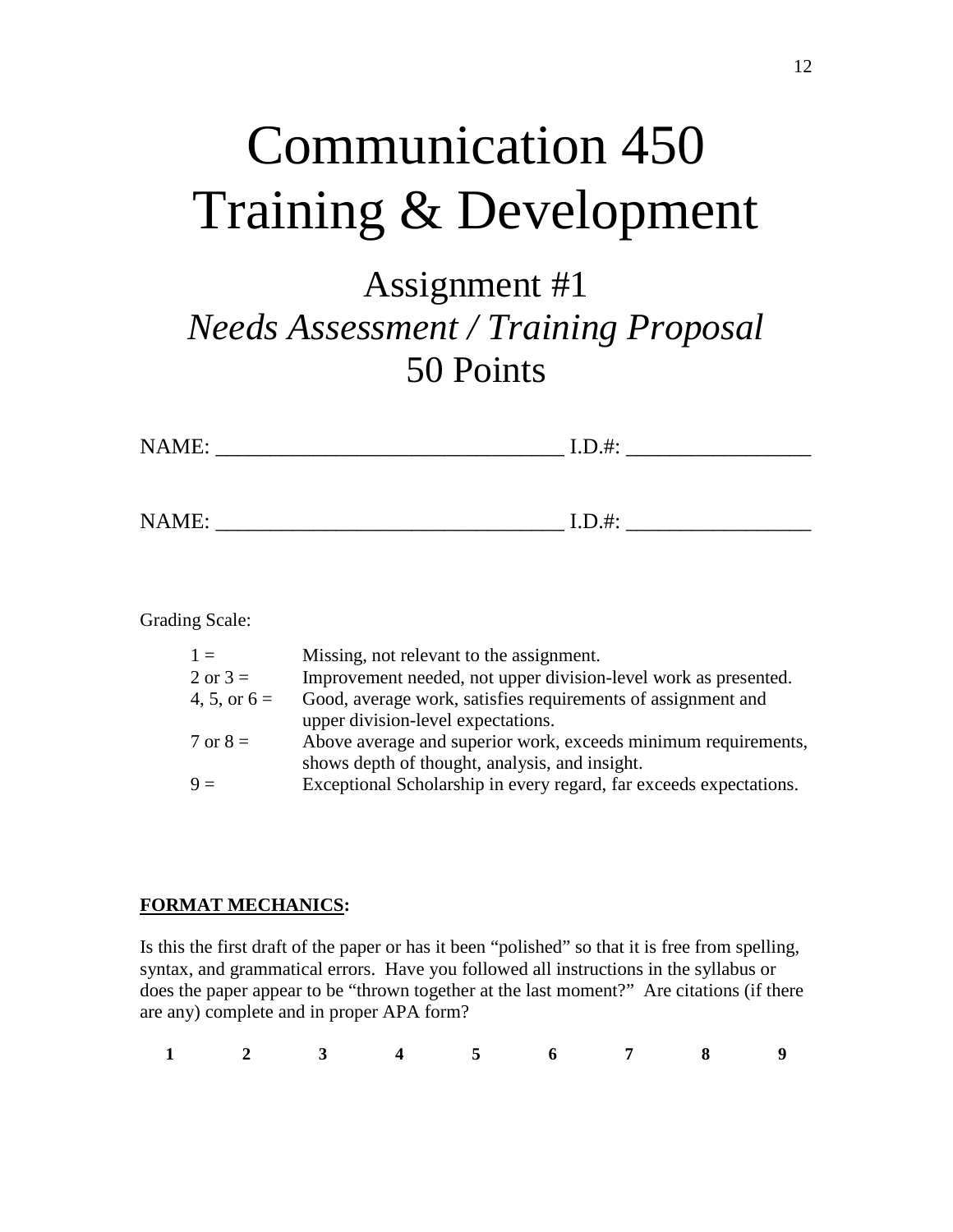# Communication 450
# Training & Development

## Assignment #1
## *Needs Assessment / Training Proposal*
## 50 Points

NAME: ________________________________ I.D.#: _________________

NAME: ________________________________ I.D.#: _________________

Grading Scale:

| | |
|---|---|
| 1 = | Missing, not relevant to the assignment. |
| 2 or 3 = | Improvement needed, not upper division-level work as presented. |
| 4, 5, or 6 = | Good, average work, satisfies requirements of assignment and upper division-level expectations. |
| 7 or 8 = | Above average and superior work, exceeds minimum requirements, shows depth of thought, analysis, and insight. |
| 9 = | Exceptional Scholarship in every regard, far exceeds expectations. |

**FORMAT MECHANICS:**

Is this the first draft of the paper or has it been "polished" so that it is free from spelling, syntax, and grammatical errors. Have you followed all instructions in the syllabus or does the paper appear to be "thrown together at the last moment?" Are citations (if there are any) complete and in proper APA form?

**1 2 3 4 5 6 7 8 9**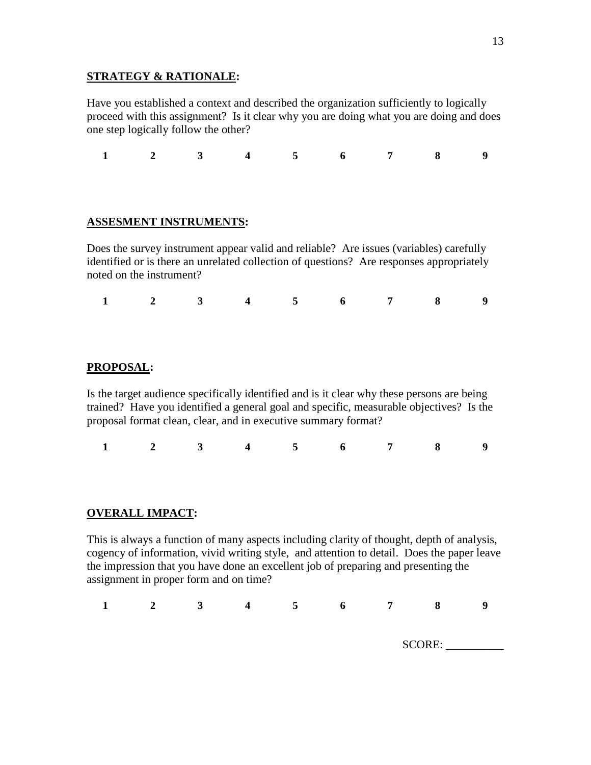**<u>STRATEGY & RATIONALE</u>:**

Have you established a context and described the organization sufficiently to logically proceed with this assignment? Is it clear why you are doing what you are doing and does one step logically follow the other?

**1 2 3 4 5 6 7 8 9**

**<u>ASSESMENT INSTRUMENTS</u>:**

Does the survey instrument appear valid and reliable? Are issues (variables) carefully identified or is there an unrelated collection of questions? Are responses appropriately noted on the instrument?

**1 2 3 4 5 6 7 8 9**

**<u>PROPOSAL</u>:**

Is the target audience specifically identified and is it clear why these persons are being trained? Have you identified a general goal and specific, measurable objectives? Is the proposal format clean, clear, and in executive summary format?

**1 2 3 4 5 6 7 8 9**

**<u>OVERALL IMPACT</u>:**

This is always a function of many aspects including clarity of thought, depth of analysis, cogency of information, vivid writing style, and attention to detail. Does the paper leave the impression that you have done an excellent job of preparing and presenting the assignment in proper form and on time?

**1 2 3 4 5 6 7 8 9**

SCORE: __________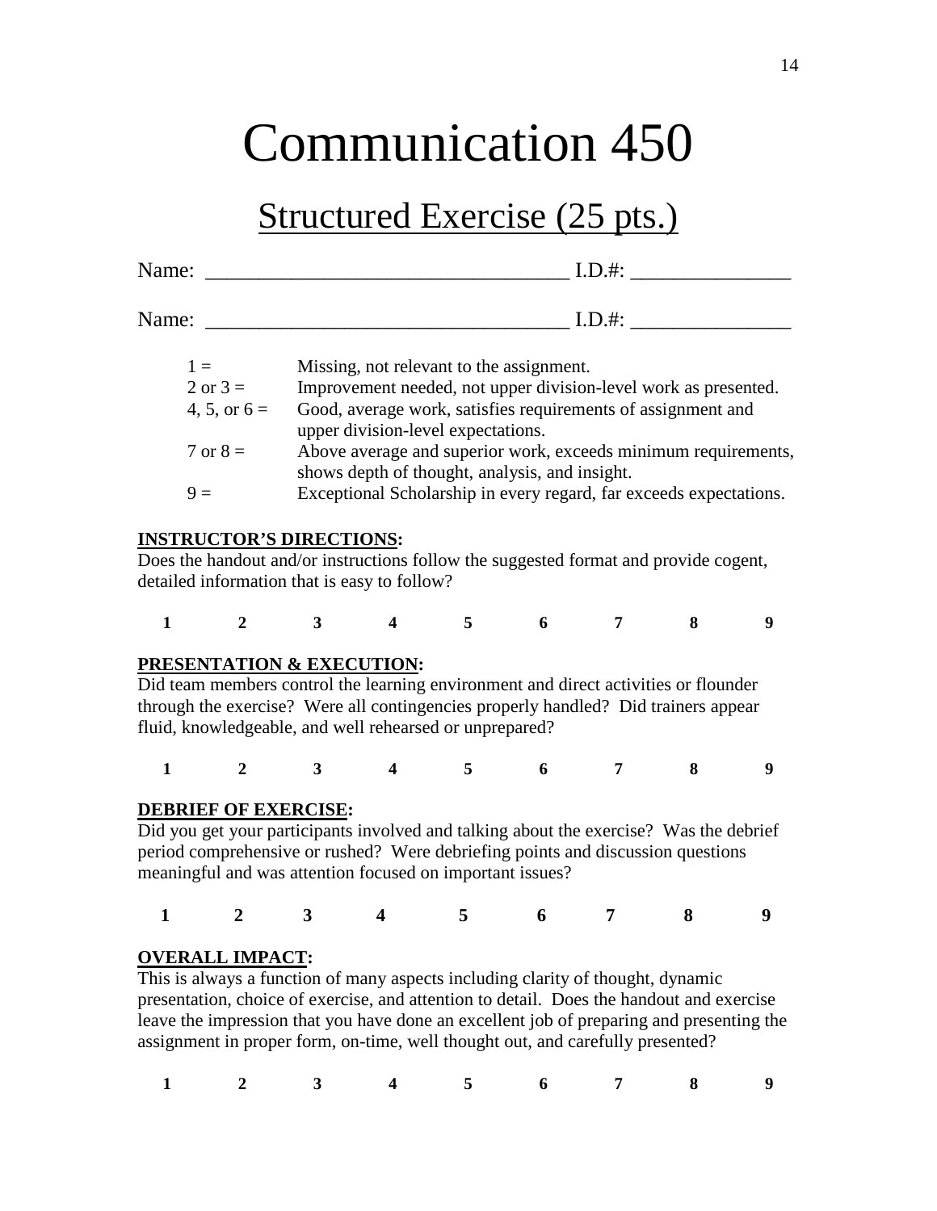# Communication 450

## Structured Exercise (25 pts.)

Name: _________________________________ I.D.#: _______________

Name: _________________________________ I.D.#: _______________

| | |
|---|---|
| 1 = | Missing, not relevant to the assignment. |
| 2 or 3 = | Improvement needed, not upper division-level work as presented. |
| 4, 5, or 6 = | Good, average work, satisfies requirements of assignment and upper division-level expectations. |
| 7 or 8 = | Above average and superior work, exceeds minimum requirements, shows depth of thought, analysis, and insight. |
| 9 = | Exceptional Scholarship in every regard, far exceeds expectations. |

**INSTRUCTOR'S DIRECTIONS:**
Does the handout and/or instructions follow the suggested format and provide cogent, detailed information that is easy to follow?

**1 2 3 4 5 6 7 8 9**

**PRESENTATION & EXECUTION:**
Did team members control the learning environment and direct activities or flounder through the exercise? Were all contingencies properly handled? Did trainers appear fluid, knowledgeable, and well rehearsed or unprepared?

**1 2 3 4 5 6 7 8 9**

**DEBRIEF OF EXERCISE:**
Did you get your participants involved and talking about the exercise? Was the debrief period comprehensive or rushed? Were debriefing points and discussion questions meaningful and was attention focused on important issues?

**1 2 3 4 5 6 7 8 9**

**OVERALL IMPACT:**
This is always a function of many aspects including clarity of thought, dynamic presentation, choice of exercise, and attention to detail. Does the handout and exercise leave the impression that you have done an excellent job of preparing and presenting the assignment in proper form, on-time, well thought out, and carefully presented?

**1 2 3 4 5 6 7 8 9**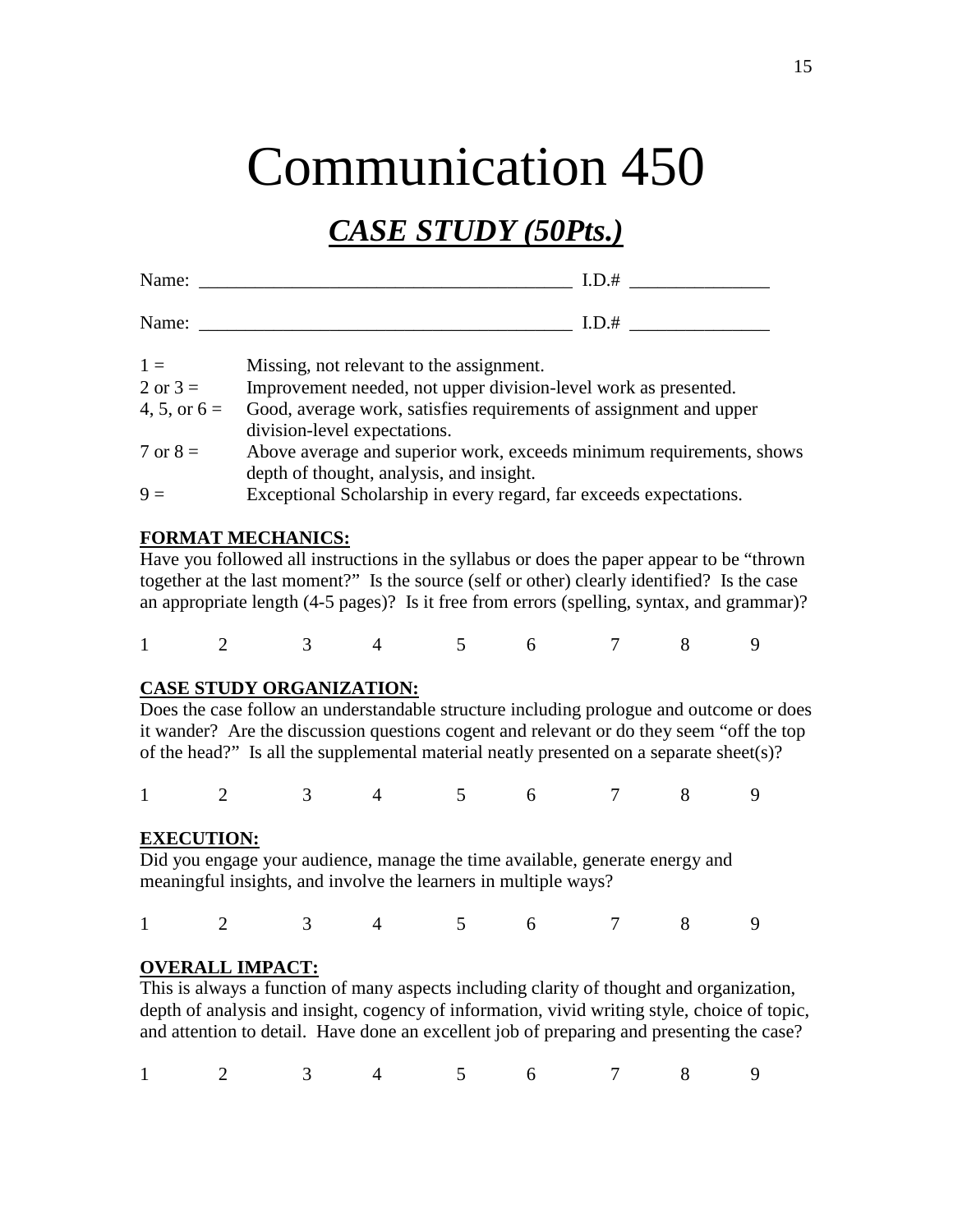# Communication 450

## ***CASE STUDY (50Pts.)***

Name: ________________________________________ I.D.# _______________

Name: ________________________________________ I.D.# _______________

| | |
|---|---|
| 1 = | Missing, not relevant to the assignment. |
| 2 or 3 = | Improvement needed, not upper division-level work as presented. |
| 4, 5, or 6 = | Good, average work, satisfies requirements of assignment and upper division-level expectations. |
| 7 or 8 = | Above average and superior work, exceeds minimum requirements, shows depth of thought, analysis, and insight. |
| 9 = | Exceptional Scholarship in every regard, far exceeds expectations. |

**FORMAT MECHANICS:**
Have you followed all instructions in the syllabus or does the paper appear to be "thrown together at the last moment?" Is the source (self or other) clearly identified? Is the case an appropriate length (4-5 pages)? Is it free from errors (spelling, syntax, and grammar)?

1 2 3 4 5 6 7 8 9

**CASE STUDY ORGANIZATION:**
Does the case follow an understandable structure including prologue and outcome or does it wander? Are the discussion questions cogent and relevant or do they seem "off the top of the head?" Is all the supplemental material neatly presented on a separate sheet(s)?

1 2 3 4 5 6 7 8 9

**EXECUTION:**
Did you engage your audience, manage the time available, generate energy and meaningful insights, and involve the learners in multiple ways?

1 2 3 4 5 6 7 8 9

**OVERALL IMPACT:**
This is always a function of many aspects including clarity of thought and organization, depth of analysis and insight, cogency of information, vivid writing style, choice of topic, and attention to detail. Have done an excellent job of preparing and presenting the case?

1 2 3 4 5 6 7 8 9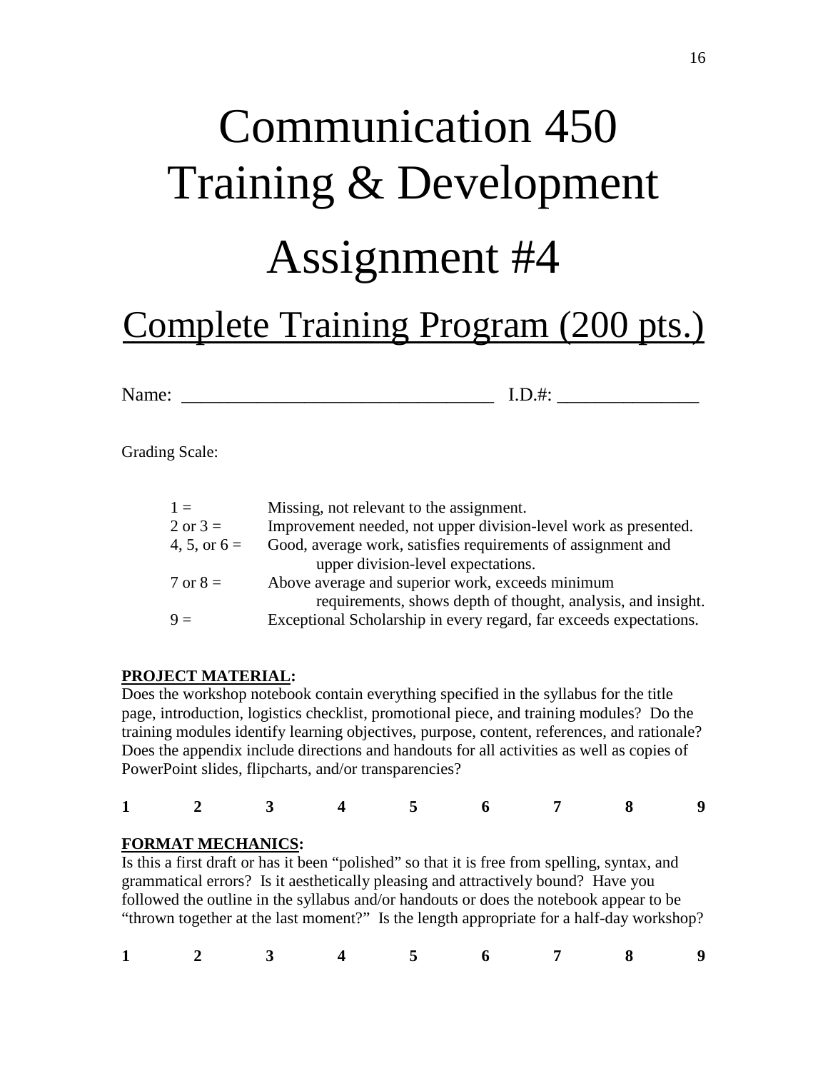# Communication 450
# Training & Development

# Assignment #4

## Complete Training Program (200 pts.)

Name: _________________________________ I.D.#: _______________

Grading Scale:

| | |
|---|---|
| 1 = | Missing, not relevant to the assignment. |
| 2 or 3 = | Improvement needed, not upper division-level work as presented. |
| 4, 5, or 6 = | Good, average work, satisfies requirements of assignment and upper division-level expectations. |
| 7 or 8 = | Above average and superior work, exceeds minimum requirements, shows depth of thought, analysis, and insight. |
| 9 = | Exceptional Scholarship in every regard, far exceeds expectations. |

**PROJECT MATERIAL:**
Does the workshop notebook contain everything specified in the syllabus for the title page, introduction, logistics checklist, promotional piece, and training modules? Do the training modules identify learning objectives, purpose, content, references, and rationale? Does the appendix include directions and handouts for all activities as well as copies of PowerPoint slides, flipcharts, and/or transparencies?

**1 2 3 4 5 6 7 8 9**

**FORMAT MECHANICS:**
Is this a first draft or has it been "polished" so that it is free from spelling, syntax, and grammatical errors? Is it aesthetically pleasing and attractively bound? Have you followed the outline in the syllabus and/or handouts or does the notebook appear to be "thrown together at the last moment?" Is the length appropriate for a half-day workshop?

**1 2 3 4 5 6 7 8 9**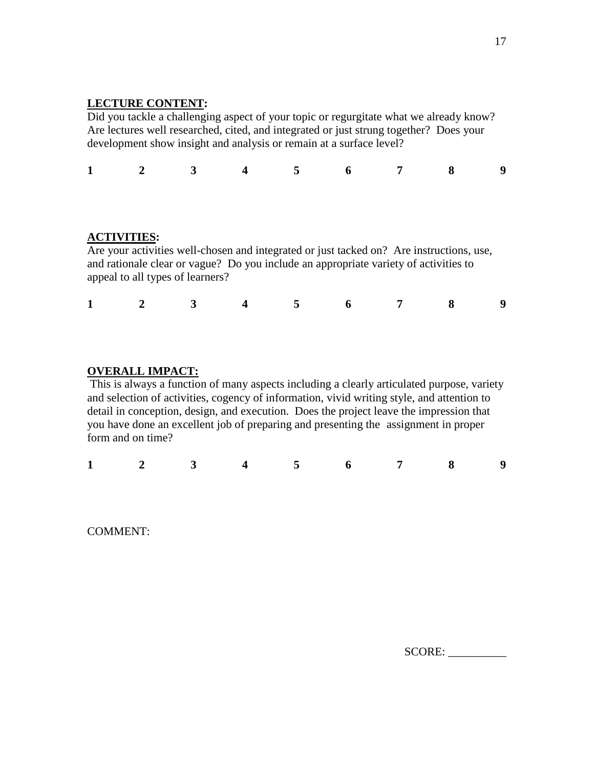**LECTURE CONTENT:**
Did you tackle a challenging aspect of your topic or regurgitate what we already know? Are lectures well researched, cited, and integrated or just strung together? Does your development show insight and analysis or remain at a surface level?

**1 2 3 4 5 6 7 8 9**

**ACTIVITIES:**
Are your activities well-chosen and integrated or just tacked on? Are instructions, use, and rationale clear or vague? Do you include an appropriate variety of activities to appeal to all types of learners?

**1 2 3 4 5 6 7 8 9**

**OVERALL IMPACT:**
This is always a function of many aspects including a clearly articulated purpose, variety and selection of activities, cogency of information, vivid writing style, and attention to detail in conception, design, and execution. Does the project leave the impression that you have done an excellent job of preparing and presenting the assignment in proper form and on time?

**1 2 3 4 5 6 7 8 9**

COMMENT:

SCORE: __________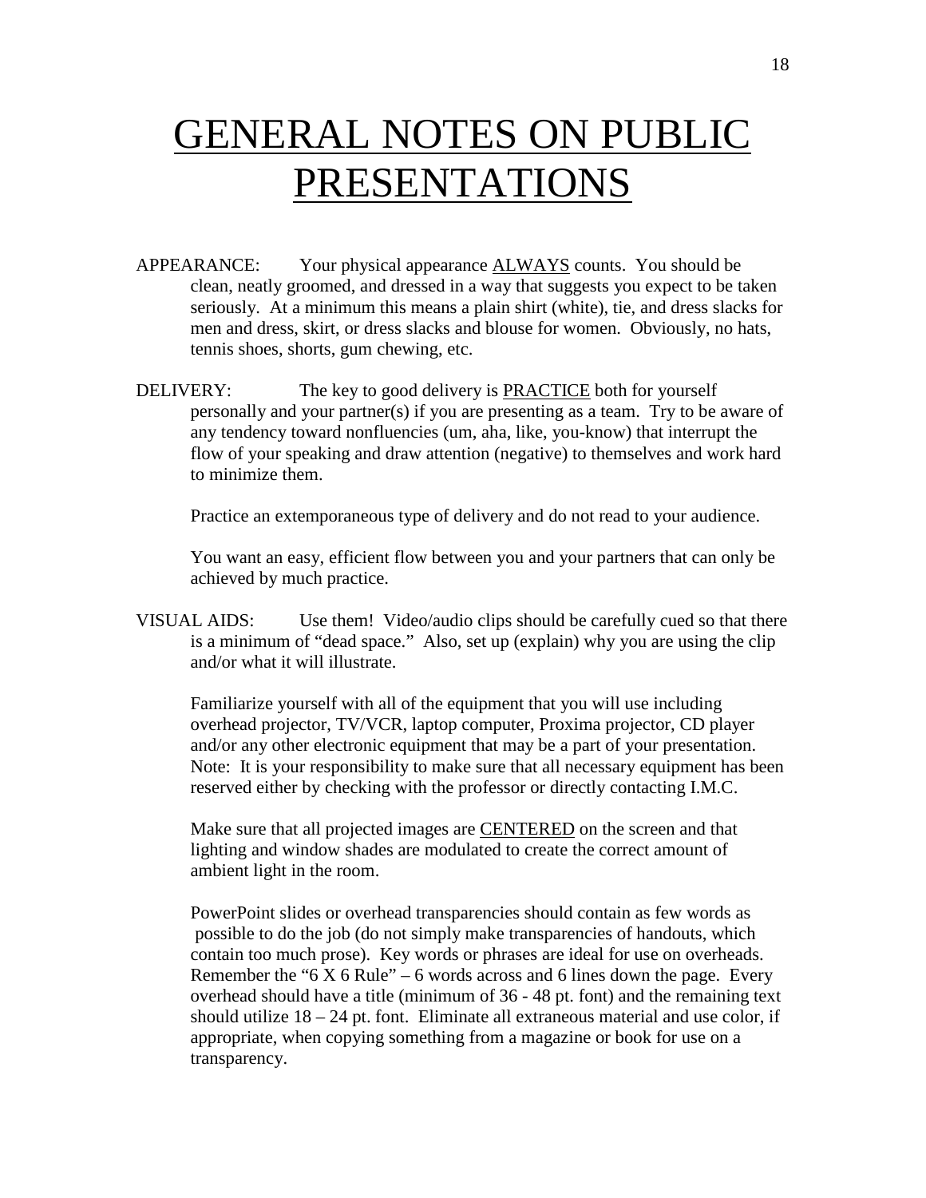# GENERAL NOTES ON PUBLIC PRESENTATIONS

APPEARANCE: Your physical appearance <u>ALWAYS</u> counts. You should be clean, neatly groomed, and dressed in a way that suggests you expect to be taken seriously. At a minimum this means a plain shirt (white), tie, and dress slacks for men and dress, skirt, or dress slacks and blouse for women. Obviously, no hats, tennis shoes, shorts, gum chewing, etc.

DELIVERY: The key to good delivery is <u>PRACTICE</u> both for yourself personally and your partner(s) if you are presenting as a team. Try to be aware of any tendency toward nonfluencies (um, aha, like, you-know) that interrupt the flow of your speaking and draw attention (negative) to themselves and work hard to minimize them.

Practice an extemporaneous type of delivery and do not read to your audience.

You want an easy, efficient flow between you and your partners that can only be achieved by much practice.

VISUAL AIDS: Use them! Video/audio clips should be carefully cued so that there is a minimum of "dead space." Also, set up (explain) why you are using the clip and/or what it will illustrate.

Familiarize yourself with all of the equipment that you will use including overhead projector, TV/VCR, laptop computer, Proxima projector, CD player and/or any other electronic equipment that may be a part of your presentation. Note: It is your responsibility to make sure that all necessary equipment has been reserved either by checking with the professor or directly contacting I.M.C.

Make sure that all projected images are <u>CENTERED</u> on the screen and that lighting and window shades are modulated to create the correct amount of ambient light in the room.

PowerPoint slides or overhead transparencies should contain as few words as possible to do the job (do not simply make transparencies of handouts, which contain too much prose). Key words or phrases are ideal for use on overheads. Remember the "6 X 6 Rule" – 6 words across and 6 lines down the page. Every overhead should have a title (minimum of 36 - 48 pt. font) and the remaining text should utilize 18 – 24 pt. font. Eliminate all extraneous material and use color, if appropriate, when copying something from a magazine or book for use on a transparency.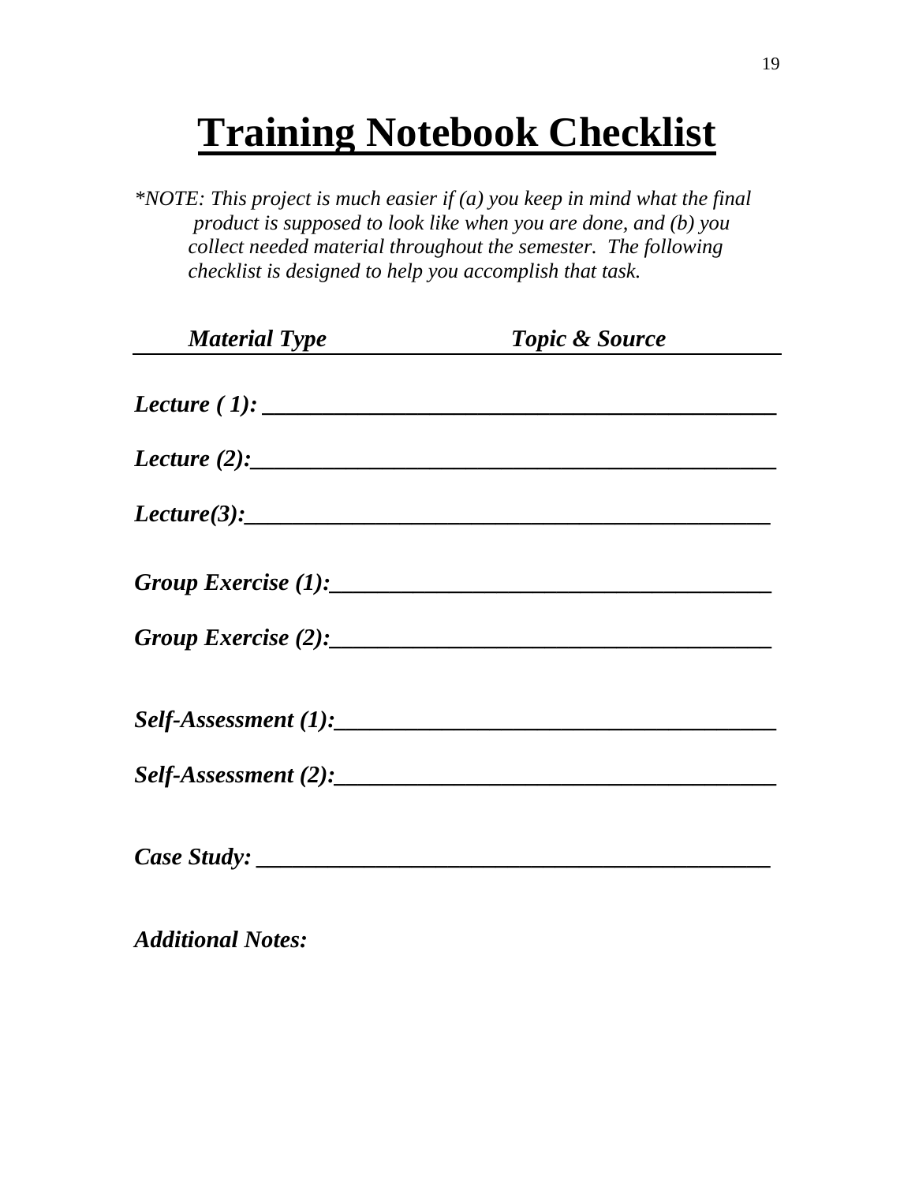# Training Notebook Checklist

*\*NOTE: This project is much easier if (a) you keep in mind what the final product is supposed to look like when you are done, and (b) you collect needed material throughout the semester. The following checklist is designed to help you accomplish that task.*

| ***Material Type*** | ***Topic & Source*** |
|---|---|

***Lecture ( 1):*** ___________________________________________

***Lecture (2):***____________________________________________

***Lecture(3):***____________________________________________

***Group Exercise (1):***_____________________________________

***Group Exercise (2):***_____________________________________

***Self-Assessment (1):***____________________________________

***Self-Assessment (2):***____________________________________

***Case Study:*** ___________________________________________

***Additional Notes:***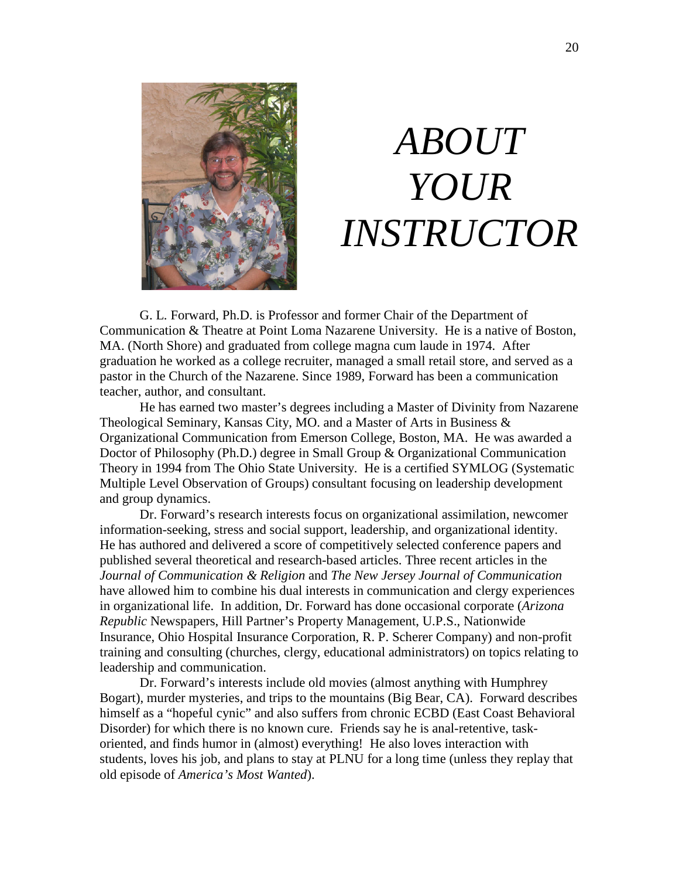# *ABOUT YOUR INSTRUCTOR*

G. L. Forward, Ph.D. is Professor and former Chair of the Department of Communication & Theatre at Point Loma Nazarene University. He is a native of Boston, MA. (North Shore) and graduated from college magna cum laude in 1974. After graduation he worked as a college recruiter, managed a small retail store, and served as a pastor in the Church of the Nazarene. Since 1989, Forward has been a communication teacher, author, and consultant.

He has earned two master's degrees including a Master of Divinity from Nazarene Theological Seminary, Kansas City, MO. and a Master of Arts in Business & Organizational Communication from Emerson College, Boston, MA. He was awarded a Doctor of Philosophy (Ph.D.) degree in Small Group & Organizational Communication Theory in 1994 from The Ohio State University. He is a certified SYMLOG (Systematic Multiple Level Observation of Groups) consultant focusing on leadership development and group dynamics.

Dr. Forward's research interests focus on organizational assimilation, newcomer information-seeking, stress and social support, leadership, and organizational identity. He has authored and delivered a score of competitively selected conference papers and published several theoretical and research-based articles. Three recent articles in the *Journal of Communication & Religion* and *The New Jersey Journal of Communication* have allowed him to combine his dual interests in communication and clergy experiences in organizational life. In addition, Dr. Forward has done occasional corporate (*Arizona Republic* Newspapers, Hill Partner's Property Management, U.P.S., Nationwide Insurance, Ohio Hospital Insurance Corporation, R. P. Scherer Company) and non-profit training and consulting (churches, clergy, educational administrators) on topics relating to leadership and communication.

Dr. Forward's interests include old movies (almost anything with Humphrey Bogart), murder mysteries, and trips to the mountains (Big Bear, CA). Forward describes himself as a "hopeful cynic" and also suffers from chronic ECBD (East Coast Behavioral Disorder) for which there is no known cure. Friends say he is anal-retentive, task-oriented, and finds humor in (almost) everything! He also loves interaction with students, loves his job, and plans to stay at PLNU for a long time (unless they replay that old episode of *America's Most Wanted*).